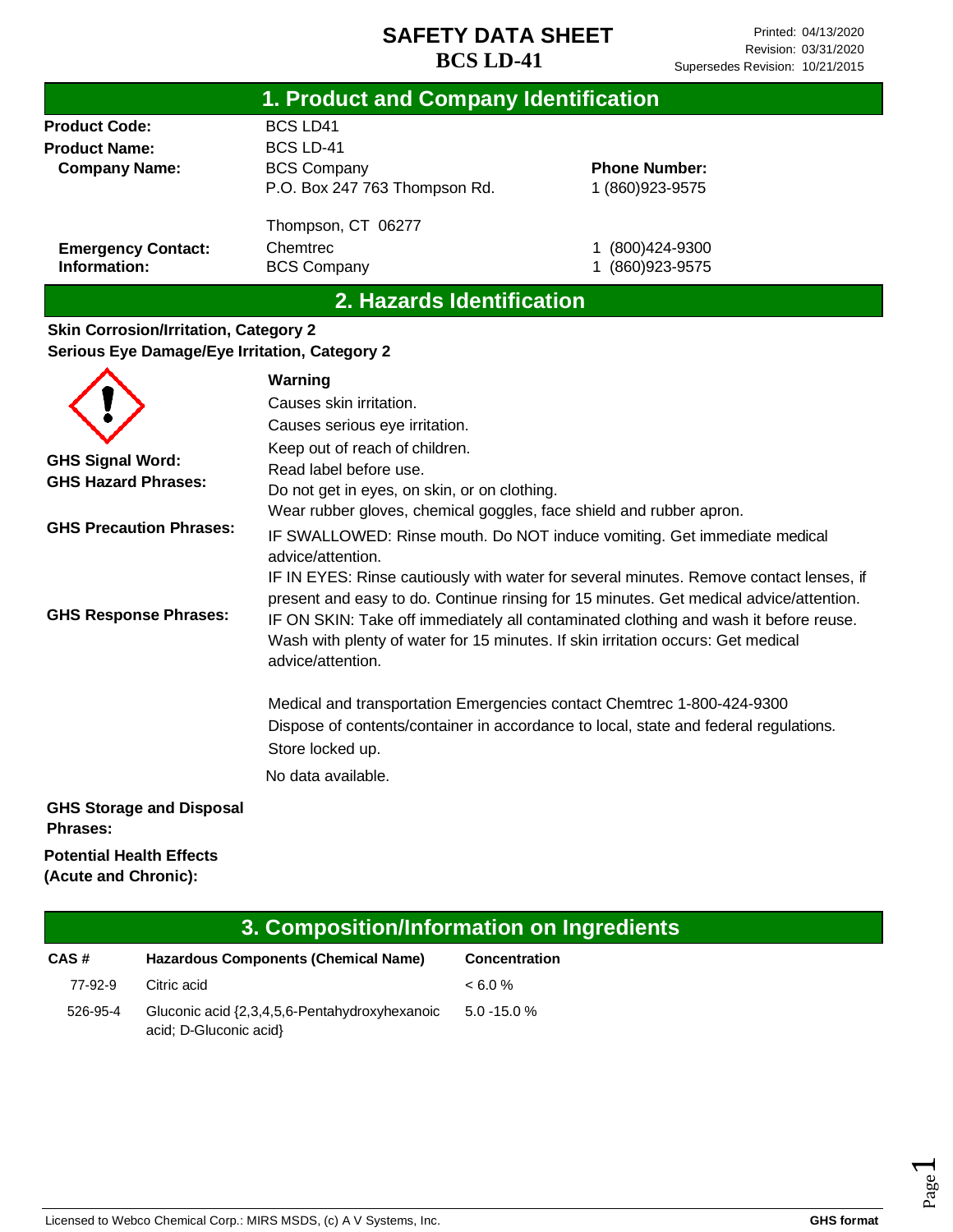# SAFETY DATA SHEET

**BCS LD-41**

Printed: 04/13/2020
Revision: 03/31/2020
Supersedes Revision: 10/21/2015

## 1. Product and Company Identification

| | | |
|---|---|---|
| **Product Code:** | BCS LD41 | |
| **Product Name:** | BCS LD-41 | |
| **Company Name:** | BCS Company<br>P.O. Box 247 763 Thompson Rd.<br>Thompson, CT 06277 | **Phone Number:**<br>1 (860)923-9575 |
| **Emergency Contact:** | Chemtrec | 1 (800)424-9300 |
| **Information:** | BCS Company | 1 (860)923-9575 |

## 2. Hazards Identification

**Skin Corrosion/Irritation, Category 2**
**Serious Eye Damage/Eye Irritation, Category 2**

**GHS Signal Word:** Warning

**GHS Hazard Phrases:**
Causes skin irritation.
Causes serious eye irritation.

**GHS Precaution Phrases:**
Keep out of reach of children.
Read label before use.
Do not get in eyes, on skin, or on clothing.
Wear rubber gloves, chemical goggles, face shield and rubber apron.

**GHS Response Phrases:**
IF SWALLOWED: Rinse mouth. Do NOT induce vomiting. Get immediate medical advice/attention.
IF IN EYES: Rinse cautiously with water for several minutes. Remove contact lenses, if present and easy to do. Continue rinsing for 15 minutes. Get medical advice/attention.
IF ON SKIN: Take off immediately all contaminated clothing and wash it before reuse. Wash with plenty of water for 15 minutes. If skin irritation occurs: Get medical advice/attention.

Medical and transportation Emergencies contact Chemtrec 1-800-424-9300

**GHS Storage and Disposal Phrases:**
Dispose of contents/container in accordance to local, state and federal regulations.
Store locked up.

**Potential Health Effects (Acute and Chronic):**
No data available.

## 3. Composition/Information on Ingredients

| CAS # | Hazardous Components (Chemical Name) | Concentration |
|---|---|---|
| 77-92-9 | Citric acid | < 6.0 % |
| 526-95-4 | Gluconic acid {2,3,4,5,6-Pentahydroxyhexanoic acid; D-Gluconic acid} | 5.0 -15.0 % |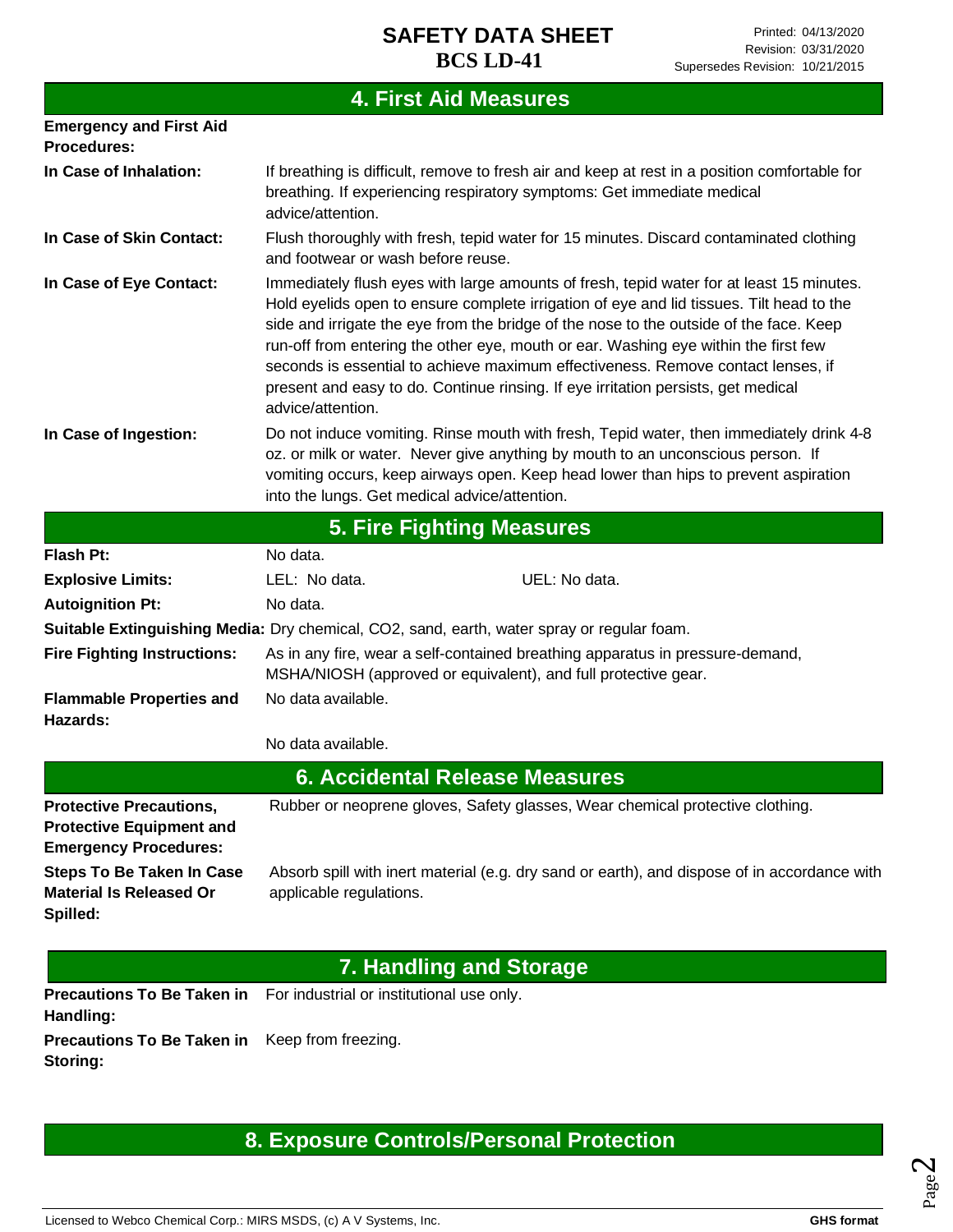## 4. First Aid Measures

**Emergency and First Aid Procedures:**

**In Case of Inhalation:** If breathing is difficult, remove to fresh air and keep at rest in a position comfortable for breathing. If experiencing respiratory symptoms: Get immediate medical advice/attention.

**In Case of Skin Contact:** Flush thoroughly with fresh, tepid water for 15 minutes. Discard contaminated clothing and footwear or wash before reuse.

**In Case of Eye Contact:** Immediately flush eyes with large amounts of fresh, tepid water for at least 15 minutes. Hold eyelids open to ensure complete irrigation of eye and lid tissues. Tilt head to the side and irrigate the eye from the bridge of the nose to the outside of the face. Keep run-off from entering the other eye, mouth or ear. Washing eye within the first few seconds is essential to achieve maximum effectiveness. Remove contact lenses, if present and easy to do. Continue rinsing. If eye irritation persists, get medical advice/attention.

**In Case of Ingestion:** Do not induce vomiting. Rinse mouth with fresh, Tepid water, then immediately drink 4-8 oz. or milk or water. Never give anything by mouth to an unconscious person. If vomiting occurs, keep airways open. Keep head lower than hips to prevent aspiration into the lungs. Get medical advice/attention.

## 5. Fire Fighting Measures

**Flash Pt:** No data.

**Explosive Limits:** LEL: No data. UEL: No data.

**Autoignition Pt:** No data.

**Suitable Extinguishing Media:** Dry chemical, CO2, sand, earth, water spray or regular foam.

**Fire Fighting Instructions:** As in any fire, wear a self-contained breathing apparatus in pressure-demand, MSHA/NIOSH (approved or equivalent), and full protective gear.

**Flammable Properties and Hazards:** No data available.

No data available.

## 6. Accidental Release Measures

**Protective Precautions, Protective Equipment and Emergency Procedures:** Rubber or neoprene gloves, Safety glasses, Wear chemical protective clothing.

**Steps To Be Taken In Case Material Is Released Or Spilled:** Absorb spill with inert material (e.g. dry sand or earth), and dispose of in accordance with applicable regulations.

## 7. Handling and Storage

**Precautions To Be Taken in Handling:** For industrial or institutional use only.

**Precautions To Be Taken in Storing:** Keep from freezing.

## 8. Exposure Controls/Personal Protection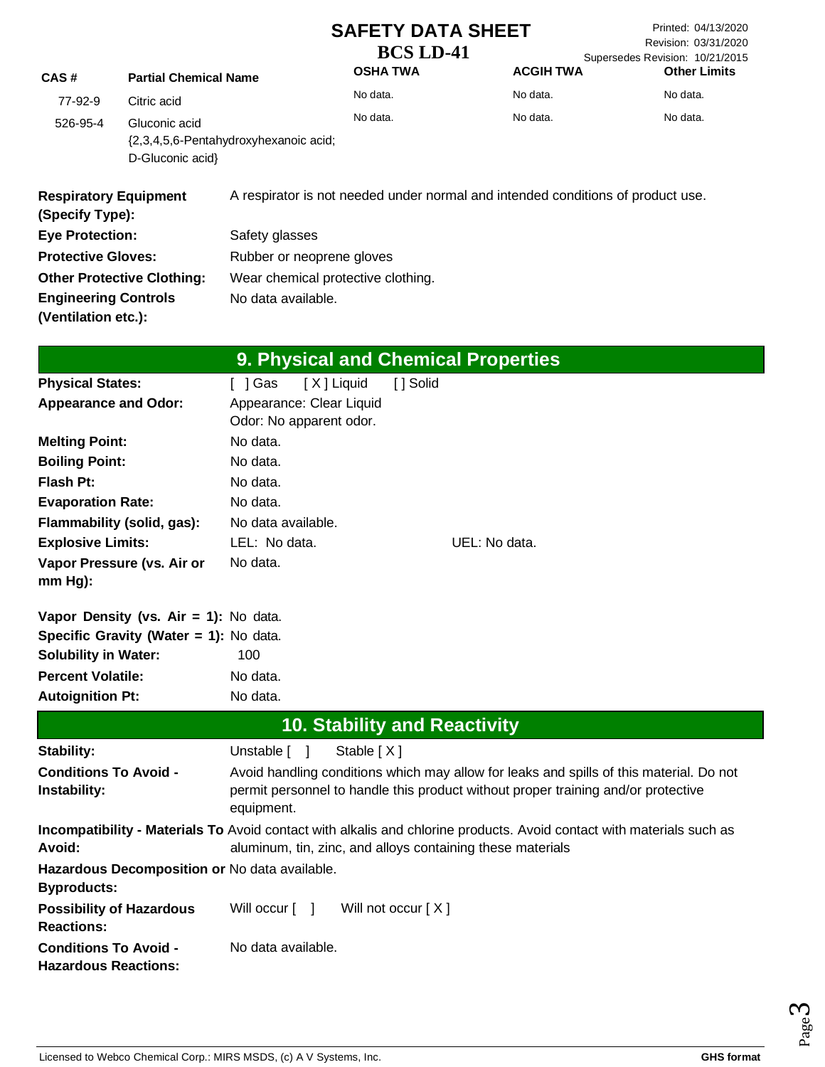| CAS # | Partial Chemical Name | OSHA TWA | ACGIH TWA | Other Limits |
|---|---|---|---|---|
| 77-92-9 | Citric acid | No data. | No data. | No data. |
| 526-95-4 | Gluconic acid {2,3,4,5,6-Pentahydroxyhexanoic acid; D-Gluconic acid} | No data. | No data. | No data. |

**Respiratory Equipment (Specify Type):** A respirator is not needed under normal and intended conditions of product use.

**Eye Protection:** Safety glasses

**Protective Gloves:** Rubber or neoprene gloves

**Other Protective Clothing:** Wear chemical protective clothing.

**Engineering Controls (Ventilation etc.):** No data available.

## 9. Physical and Chemical Properties

**Physical States:** [ ] Gas [ X ] Liquid [ ] Solid

**Appearance and Odor:** Appearance: Clear Liquid
Odor: No apparent odor.

**Melting Point:** No data.

**Boiling Point:** No data.

**Flash Pt:** No data.

**Evaporation Rate:** No data.

**Flammability (solid, gas):** No data available.

**Explosive Limits:** LEL: No data. UEL: No data.

**Vapor Pressure (vs. Air or mm Hg):** No data.

**Vapor Density (vs. Air = 1):** No data.

**Specific Gravity (Water = 1):** No data.

**Solubility in Water:** 100

**Percent Volatile:** No data.

**Autoignition Pt:** No data.

## 10. Stability and Reactivity

**Stability:** Unstable [ ] Stable [ X ]

**Conditions To Avoid - Instability:** Avoid handling conditions which may allow for leaks and spills of this material. Do not permit personnel to handle this product without proper training and/or protective equipment.

**Incompatibility - Materials To Avoid:** Avoid contact with alkalis and chlorine products. Avoid contact with materials such as aluminum, tin, zinc, and alloys containing these materials

**Hazardous Decomposition or Byproducts:** No data available.

**Possibility of Hazardous Reactions:** Will occur [ ] Will not occur [ X ]

**Conditions To Avoid - Hazardous Reactions:** No data available.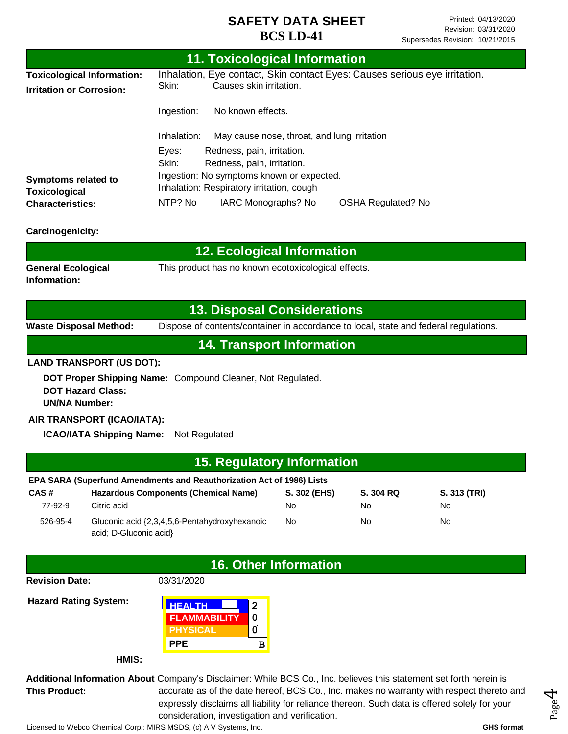# SAFETY DATA SHEET
**BCS LD-41**

## 11. Toxicological Information

**Toxicological Information:** Inhalation, Eye contact, Skin contact Eyes: Causes serious eye irritation.

**Irritation or Corrosion:**
Skin: Causes skin irritation.

Ingestion: No known effects.

Inhalation: May cause nose, throat, and lung irritation

**Symptoms related to Toxicological Characteristics:**
Eyes: Redness, pain, irritation.
Skin: Redness, pain, irritation.
Ingestion: No symptoms known or expected.
Inhalation: Respiratory irritation, cough

**Carcinogenicity:** NTP? No IARC Monographs? No OSHA Regulated? No

## 12. Ecological Information

**General Ecological Information:** This product has no known ecotoxicological effects.

## 13. Disposal Considerations

**Waste Disposal Method:** Dispose of contents/container in accordance to local, state and federal regulations.

## 14. Transport Information

**LAND TRANSPORT (US DOT):**

**DOT Proper Shipping Name:** Compound Cleaner, Not Regulated.
**DOT Hazard Class:**
**UN/NA Number:**

**AIR TRANSPORT (ICAO/IATA):**

**ICAO/IATA Shipping Name:** Not Regulated

## 15. Regulatory Information

**EPA SARA (Superfund Amendments and Reauthorization Act of 1986) Lists**

| CAS # | Hazardous Components (Chemical Name) | S. 302 (EHS) | S. 304 RQ | S. 313 (TRI) |
|---|---|---|---|---|
| 77-92-9 | Citric acid | No | No | No |
| 526-95-4 | Gluconic acid {2,3,4,5,6-Pentahydroxyhexanoic acid; D-Gluconic acid} | No | No | No |

## 16. Other Information

**Revision Date:** 03/31/2020

**Hazard Rating System:**

**HMIS:**

| | |
|---|---|
| HEALTH | 2 |
| FLAMMABILITY | 0 |
| PHYSICAL | 0 |
| PPE | B |

**Additional Information About This Product:** Company's Disclaimer: While BCS Co., Inc. believes this statement set forth herein is accurate as of the date hereof, BCS Co., Inc. makes no warranty with respect thereto and expressly disclaims all liability for reliance thereon. Such data is offered solely for your consideration, investigation and verification.